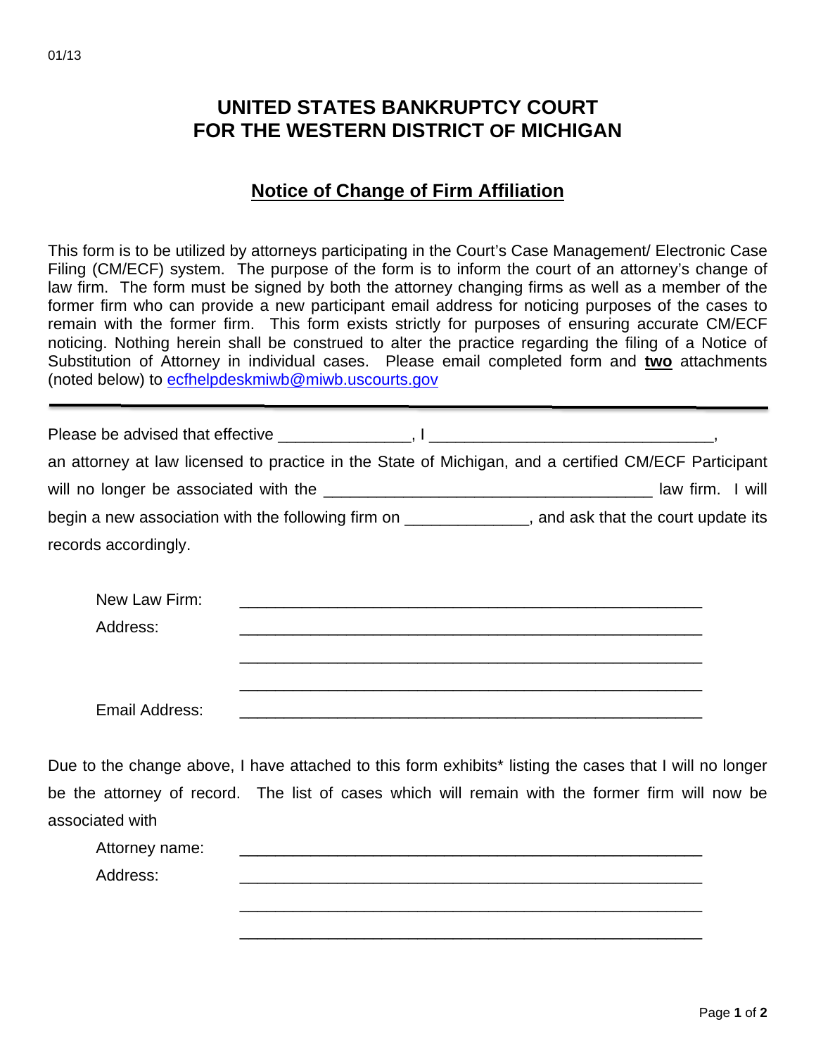01/13

# UNITED STATES BANKRUPTCY COURT
# FOR THE WESTERN DISTRICT OF MICHIGAN

## Notice of Change of Firm Affiliation

This form is to be utilized by attorneys participating in the Court's Case Management/ Electronic Case Filing (CM/ECF) system. The purpose of the form is to inform the court of an attorney's change of law firm. The form must be signed by both the attorney changing firms as well as a member of the former firm who can provide a new participant email address for noticing purposes of the cases to remain with the former firm. This form exists strictly for purposes of ensuring accurate CM/ECF noticing. Nothing herein shall be construed to alter the practice regarding the filing of a Notice of Substitution of Attorney in individual cases. Please email completed form and **two** attachments (noted below) to ecfhelpdeskmiwb@miwb.uscourts.gov

---

Please be advised that effective _______________, I _________________________________, an attorney at law licensed to practice in the State of Michigan, and a certified CM/ECF Participant will no longer be associated with the _____________________________________ law firm. I will begin a new association with the following firm on ______________, and ask that the court update its records accordingly.

New Law Firm: _____________________________________________________

Address: _____________________________________________________

_____________________________________________________

_____________________________________________________

Email Address: _____________________________________________________

Due to the change above, I have attached to this form exhibits* listing the cases that I will no longer be the attorney of record. The list of cases which will remain with the former firm will now be associated with

Attorney name: _____________________________________________________

Address: _____________________________________________________

_____________________________________________________

_____________________________________________________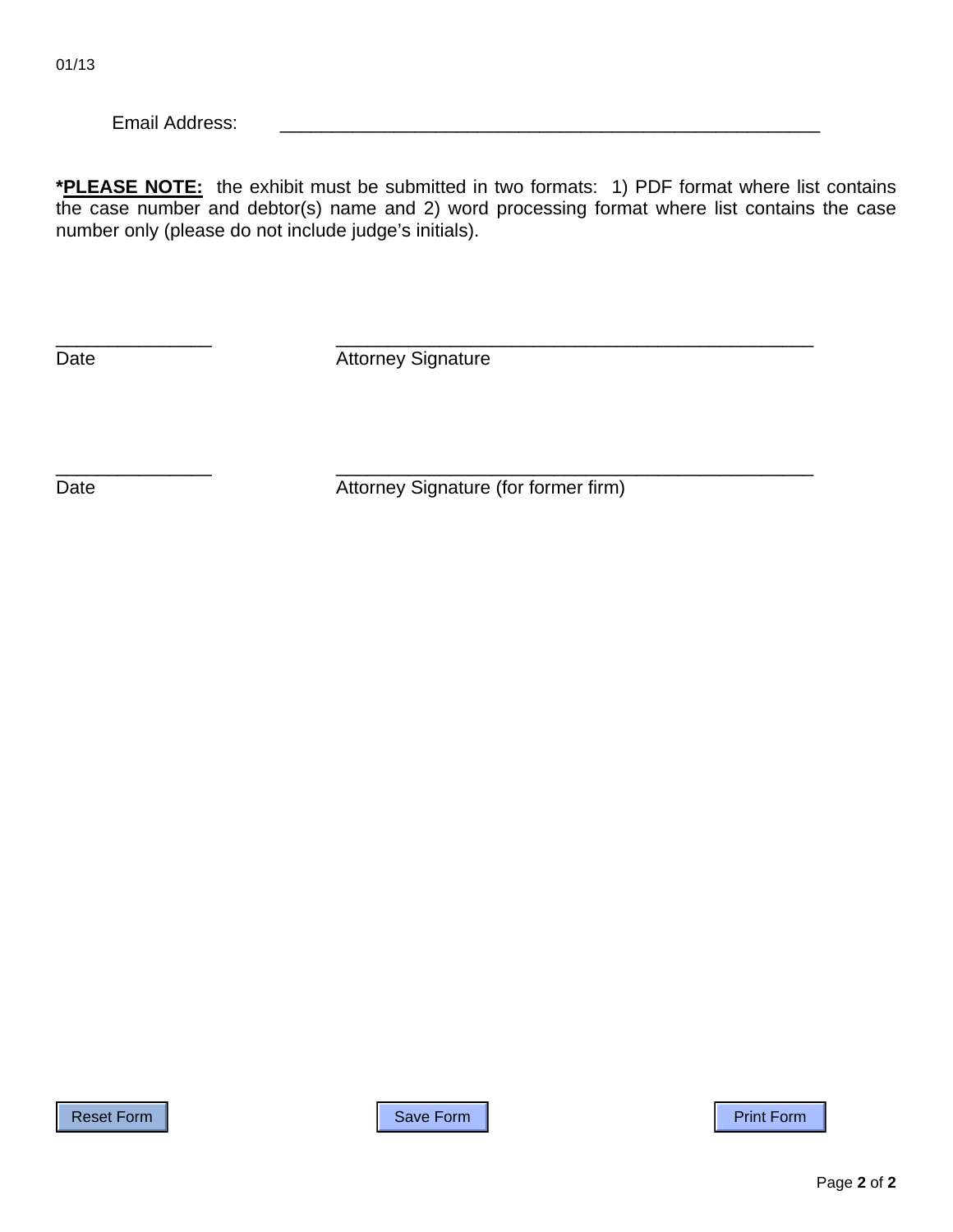01/13

Email Address: _______________________________________________________

***PLEASE NOTE:** the exhibit must be submitted in two formats: 1) PDF format where list contains the case number and debtor(s) name and 2) word processing format where list contains the case number only (please do not include judge's initials).

_______________ _________________________________________________

Date Attorney Signature

_______________ _________________________________________________

Date Attorney Signature (for former firm)

Reset Form Save Form Print Form